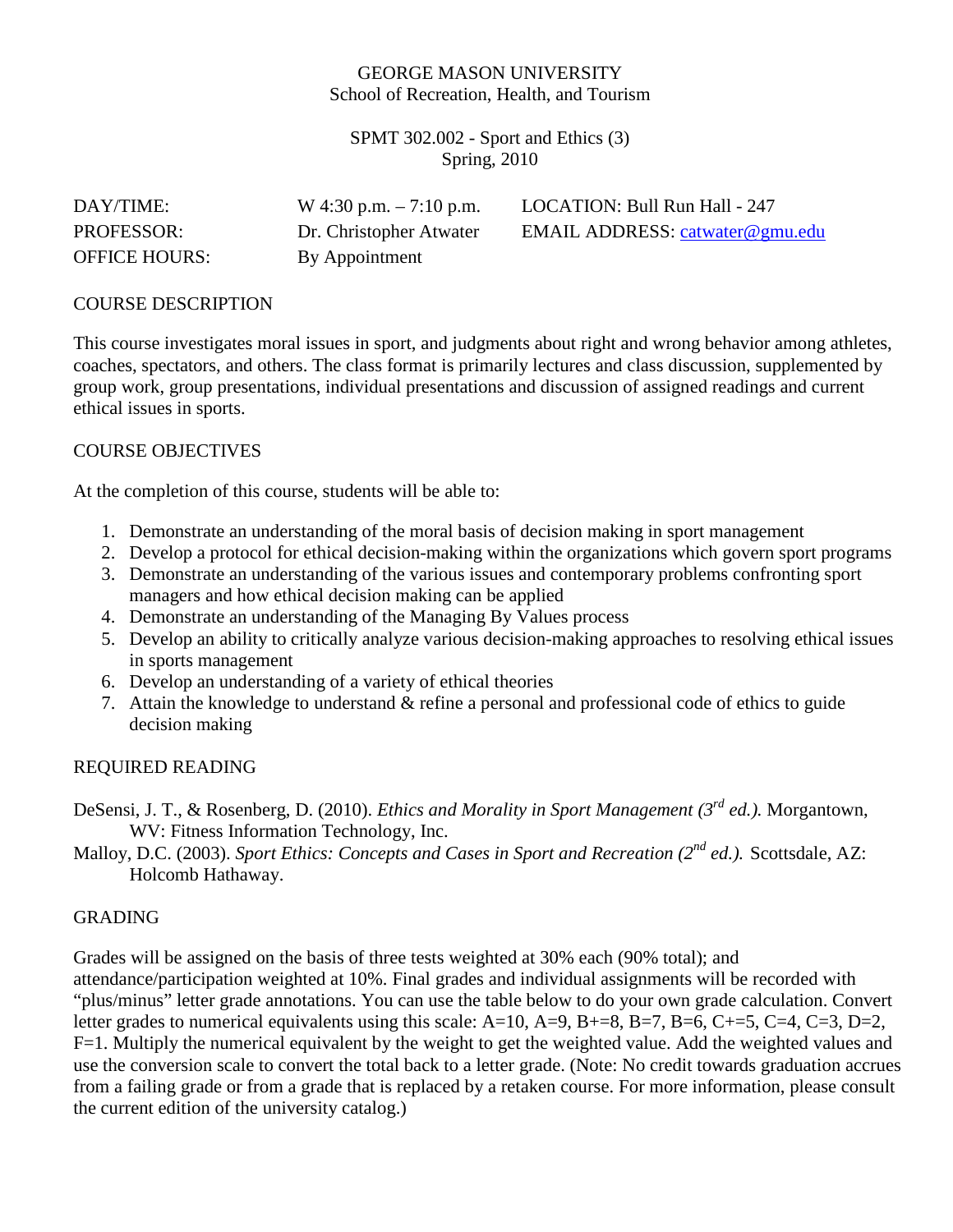GEORGE MASON UNIVERSITY
School of Recreation, Health, and Tourism

SPMT 302.002 - Sport and Ethics (3)
Spring, 2010

| | | |
|---|---|---|
| DAY/TIME: | W 4:30 p.m. – 7:10 p.m. | LOCATION: Bull Run Hall - 247 |
| PROFESSOR: | Dr. Christopher Atwater | EMAIL ADDRESS: catwater@gmu.edu |
| OFFICE HOURS: | By Appointment | |

## COURSE DESCRIPTION

This course investigates moral issues in sport, and judgments about right and wrong behavior among athletes, coaches, spectators, and others. The class format is primarily lectures and class discussion, supplemented by group work, group presentations, individual presentations and discussion of assigned readings and current ethical issues in sports.

## COURSE OBJECTIVES

At the completion of this course, students will be able to:

1. Demonstrate an understanding of the moral basis of decision making in sport management
2. Develop a protocol for ethical decision-making within the organizations which govern sport programs
3. Demonstrate an understanding of the various issues and contemporary problems confronting sport managers and how ethical decision making can be applied
4. Demonstrate an understanding of the Managing By Values process
5. Develop an ability to critically analyze various decision-making approaches to resolving ethical issues in sports management
6. Develop an understanding of a variety of ethical theories
7. Attain the knowledge to understand & refine a personal and professional code of ethics to guide decision making

## REQUIRED READING

DeSensi, J. T., & Rosenberg, D. (2010). *Ethics and Morality in Sport Management (3rd ed.).* Morgantown, WV: Fitness Information Technology, Inc.

Malloy, D.C. (2003). *Sport Ethics: Concepts and Cases in Sport and Recreation (2nd ed.).* Scottsdale, AZ: Holcomb Hathaway.

## GRADING

Grades will be assigned on the basis of three tests weighted at 30% each (90% total); and attendance/participation weighted at 10%. Final grades and individual assignments will be recorded with "plus/minus" letter grade annotations. You can use the table below to do your own grade calculation. Convert letter grades to numerical equivalents using this scale: A=10, A=9, B+=8, B=7, B=6, C+=5, C=4, C=3, D=2, F=1. Multiply the numerical equivalent by the weight to get the weighted value. Add the weighted values and use the conversion scale to convert the total back to a letter grade. (Note: No credit towards graduation accrues from a failing grade or from a grade that is replaced by a retaken course. For more information, please consult the current edition of the university catalog.)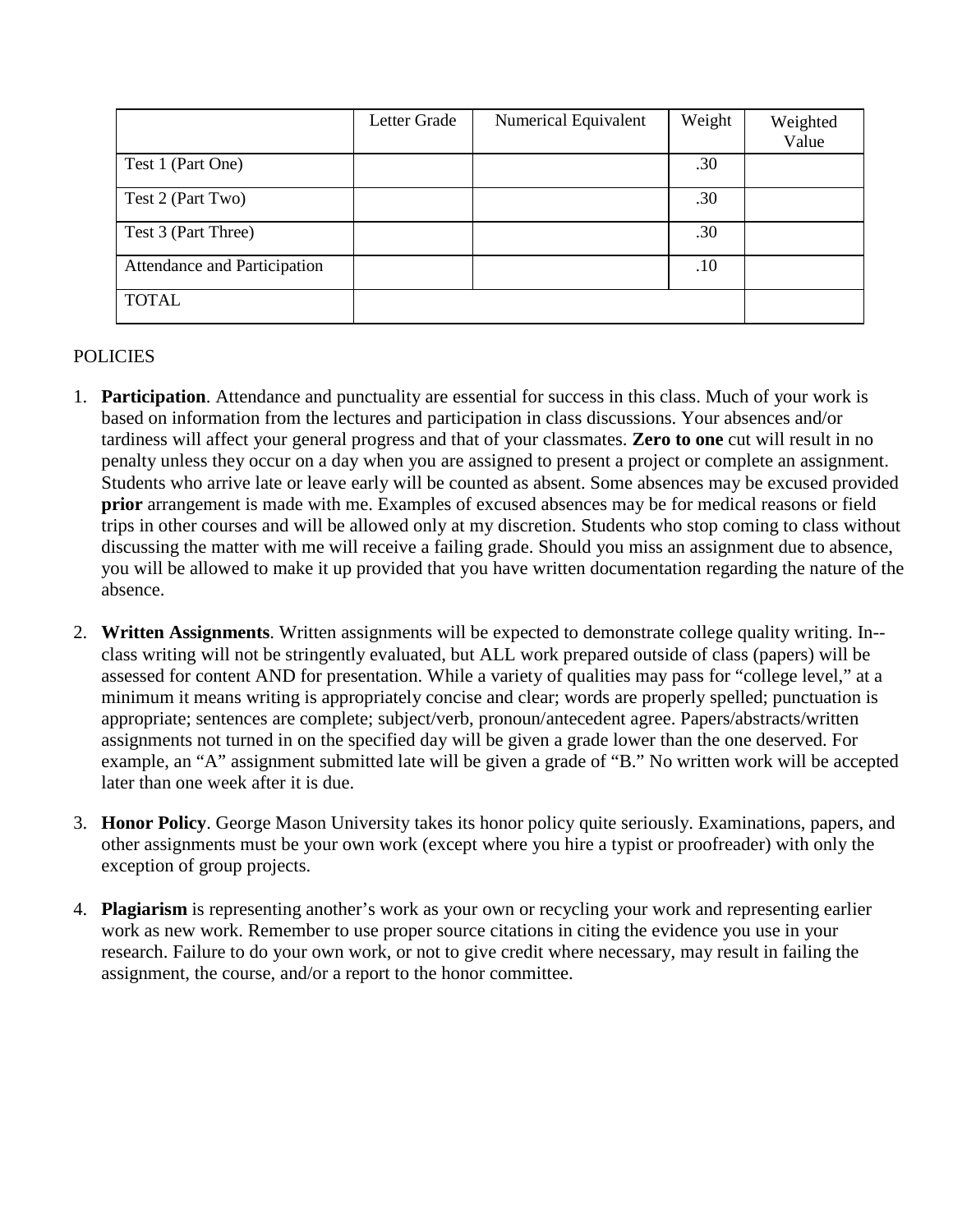| | Letter Grade | Numerical Equivalent | Weight | Weighted Value |
|---|---|---|---|---|
| Test 1 (Part One) | | | .30 | |
| Test 2 (Part Two) | | | .30 | |
| Test 3 (Part Three) | | | .30 | |
| Attendance and Participation | | | .10 | |
| TOTAL | | | | |

POLICIES

1. **Participation**. Attendance and punctuality are essential for success in this class. Much of your work is based on information from the lectures and participation in class discussions. Your absences and/or tardiness will affect your general progress and that of your classmates. **Zero to one** cut will result in no penalty unless they occur on a day when you are assigned to present a project or complete an assignment. Students who arrive late or leave early will be counted as absent. Some absences may be excused provided **prior** arrangement is made with me. Examples of excused absences may be for medical reasons or field trips in other courses and will be allowed only at my discretion. Students who stop coming to class without discussing the matter with me will receive a failing grade. Should you miss an assignment due to absence, you will be allowed to make it up provided that you have written documentation regarding the nature of the absence.

2. **Written Assignments**. Written assignments will be expected to demonstrate college quality writing. In--class writing will not be stringently evaluated, but ALL work prepared outside of class (papers) will be assessed for content AND for presentation. While a variety of qualities may pass for "college level," at a minimum it means writing is appropriately concise and clear; words are properly spelled; punctuation is appropriate; sentences are complete; subject/verb, pronoun/antecedent agree. Papers/abstracts/written assignments not turned in on the specified day will be given a grade lower than the one deserved. For example, an "A" assignment submitted late will be given a grade of "B." No written work will be accepted later than one week after it is due.

3. **Honor Policy**. George Mason University takes its honor policy quite seriously. Examinations, papers, and other assignments must be your own work (except where you hire a typist or proofreader) with only the exception of group projects.

4. **Plagiarism** is representing another's work as your own or recycling your work and representing earlier work as new work. Remember to use proper source citations in citing the evidence you use in your research. Failure to do your own work, or not to give credit where necessary, may result in failing the assignment, the course, and/or a report to the honor committee.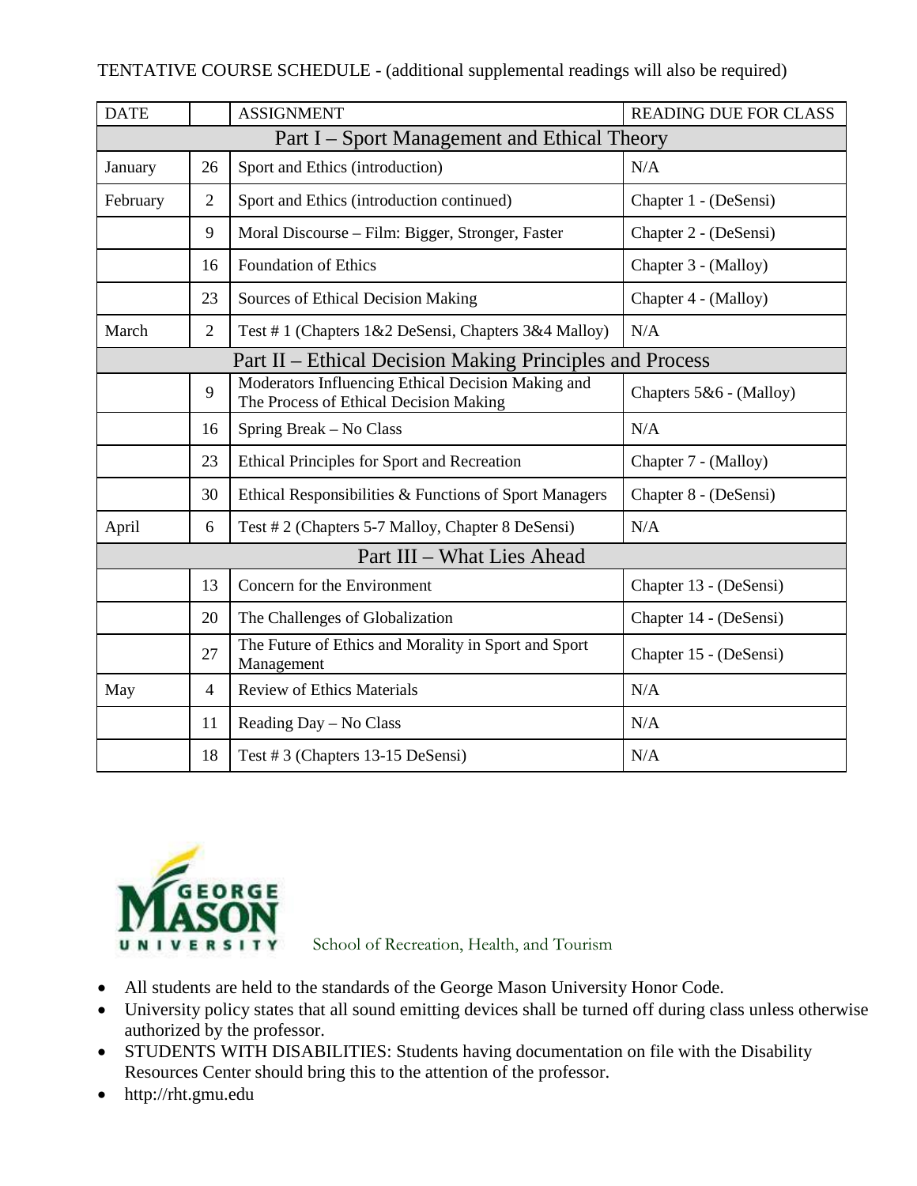TENTATIVE COURSE SCHEDULE - (additional supplemental readings will also be required)

| DATE | | ASSIGNMENT | READING DUE FOR CLASS |
|---|---|---|---|
| Part I – Sport Management and Ethical Theory | | | |
| January | 26 | Sport and Ethics (introduction) | N/A |
| February | 2 | Sport and Ethics (introduction continued) | Chapter 1 - (DeSensi) |
| | 9 | Moral Discourse – Film: Bigger, Stronger, Faster | Chapter 2 - (DeSensi) |
| | 16 | Foundation of Ethics | Chapter 3 - (Malloy) |
| | 23 | Sources of Ethical Decision Making | Chapter 4 - (Malloy) |
| March | 2 | Test # 1 (Chapters 1&2 DeSensi, Chapters 3&4 Malloy) | N/A |
| Part II – Ethical Decision Making Principles and Process | | | |
| | 9 | Moderators Influencing Ethical Decision Making and The Process of Ethical Decision Making | Chapters 5&6 - (Malloy) |
| | 16 | Spring Break – No Class | N/A |
| | 23 | Ethical Principles for Sport and Recreation | Chapter 7 - (Malloy) |
| | 30 | Ethical Responsibilities & Functions of Sport Managers | Chapter 8 - (DeSensi) |
| April | 6 | Test # 2 (Chapters 5-7 Malloy, Chapter 8 DeSensi) | N/A |
| Part III – What Lies Ahead | | | |
| | 13 | Concern for the Environment | Chapter 13 - (DeSensi) |
| | 20 | The Challenges of Globalization | Chapter 14 - (DeSensi) |
| | 27 | The Future of Ethics and Morality in Sport and Sport Management | Chapter 15 - (DeSensi) |
| May | 4 | Review of Ethics Materials | N/A |
| | 11 | Reading Day – No Class | N/A |
| | 18 | Test # 3 (Chapters 13-15 DeSensi) | N/A |

GEORGE MASON UNIVERSITY School of Recreation, Health, and Tourism

- All students are held to the standards of the George Mason University Honor Code.
- University policy states that all sound emitting devices shall be turned off during class unless otherwise authorized by the professor.
- STUDENTS WITH DISABILITIES: Students having documentation on file with the Disability Resources Center should bring this to the attention of the professor.
- http://rht.gmu.edu